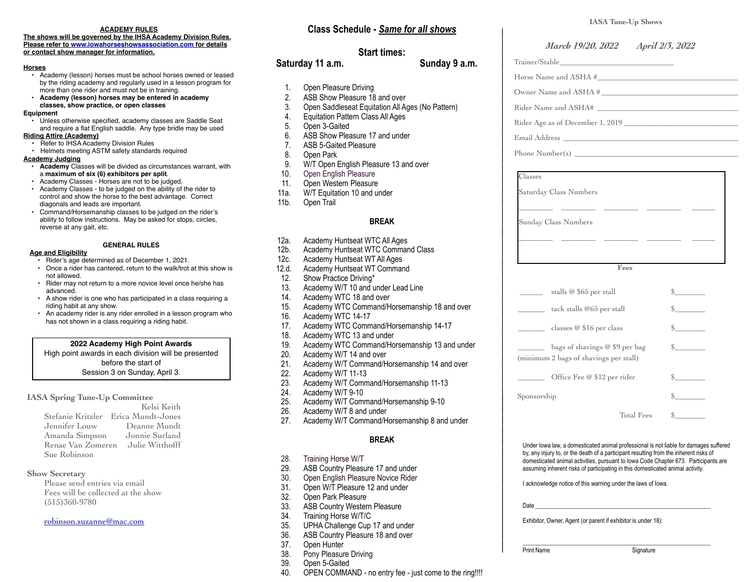## ACADEMY RULES

**The shows will be governed by the IHSA Academy Division Rules. Please refer to www.iowahorseshowsassociation.com for details or contact show manager for information.**

**Horses**

- Academy (lesson) horses must be school horses owned or leased by the riding academy and regularly used in a lesson program for more than one rider and must not be in training.
- **Academy (lesson) horses may be entered in academy classes, show practice, or open classes**

**Equipment**

- Unless otherwise specified, academy classes are Saddle Seat and require a flat English saddle. Any type bridle may be used

**Riding Attire (Academy)**

- Refer to IHSA Academy Division Rules
- Helmets meeting ASTM safety standards required

**Academy Judging**

- **Academy** Classes will be divided as circumstances warrant, with a **maximum of six (6) exhibitors per split**.
- Academy Classes - Horses are not to be judged.
- Academy Classes - to be judged on the ability of the rider to control and show the horse to the best advantage. Correct diagonals and leads are important.
- Command/Horsemanship classes to be judged on the rider's ability to follow instructions. May be asked for stops, circles, reverse at any gait, etc.

## GENERAL RULES

**Age and Eligibility**

- Rider's age determined as of December 1, 2021.
- Once a rider has cantered, return to the walk/trot at this show is not allowed.
- Rider may not return to a more novice level once he/she has advanced.
- A show rider is one who has participated in a class requiring a riding habit at any show.
- An academy rider is any rider enrolled in a lesson program who has not shown in a class requiring a riding habit.

> **2022 Academy High Point Awards**
> High point awards in each division will be presented before the start of
> Session 3 on Sunday, April 3.

### IASA Spring Tune-Up Committee

Kelsi Keith
Stefanie Kritzler
Erica Mundt-Jones
Jennifer Louw
Deanne Mundt
Amanda Simpson
Jonnie Surland
Renae Van Zomeren
Julie Witthofff
Sue Robinson

### Show Secretary

Please send entries via email
Fees will be collected at the show
(515)360-9780

robinson.suzanne@mac.com

## Class Schedule - *Same for all shows*

**Start times:**

**Saturday 11 a.m.** **Sunday 9 a.m.**

1. Open Pleasure Driving
2. ASB Show Pleasure 18 and over
3. Open Saddleseat Equitation All Ages (No Pattern)
4. Equitation Pattern Class All Ages
5. Open 3-Gaited
6. ASB Show Pleasure 17 and under
7. ASB 5-Gaited Pleasure
8. Open Park
9. W/T Open English Pleasure 13 and over
10. Open English Pleasure
11. Open Western Pleasure

11a. W/T Equitation 10 and under
11b. Open Trail

**BREAK**

12a. Academy Huntseat WTC All Ages
12b. Academy Huntseat WTC Command Class
12c. Academy Huntseat WT All Ages
12.d. Academy Huntseat WT Command
12. Show Practice Driving*
13. Academy W/T 10 and under Lead Line
14. Academy WTC 18 and over
15. Academy WTC Command/Horsemanship 18 and over
16. Academy WTC 14-17
17. Academy WTC Command/Horsemanship 14-17
18. Academy WTC 13 and under
19. Academy WTC Command/Horsemanship 13 and under
20. Academy W/T 14 and over
21. Academy W/T Command/Horsemanship 14 and over
22. Academy W/T 11-13
23. Academy W/T Command/Horsemanship 11-13
24. Academy W/T 9-10
25. Academy W/T Command/Horsemanship 9-10
26. Academy W/T 8 and under
27. Academy W/T Command/Horsemanship 8 and under

**BREAK**

28. Training Horse W/T
29. ASB Country Pleasure 17 and under
30. Open English Pleasure Novice Rider
31. Open W/T Pleasure 12 and under
32. Open Park Pleasure
33. ASB Country Western Pleasure
34. Training Horse W/T/C
35. UPHA Challenge Cup 17 and under
36. ASB Country Pleasure 18 and over
37. Open Hunter
38. Pony Pleasure Driving
39. Open 5-Gaited
40. OPEN COMMAND - no entry fee - just come to the ring!!!!

IASA Tune-Up Shows

*March 19/20, 2022* *April 2/3, 2022*

Trainer/Stable________________________________

Horse Name and ASHA #________________________________

Owner Name and ASHA #________________________________

Rider Name and ASHA# ________________________________

Rider Age as of December 1, 2019 ________________________________

Email Address ________________________________

Phone Number(s) ________________________________

Classes

Saturday Class Numbers

________ ________ ________ ________ ________

Sunday Class Numbers

________ ________ ________ ________ ________

**Fees**

| | | |
|---|---|---|
| ______ | stalls @ $65 per stall | $________ |
| ______ | tack stalls @65 per stall | $________ |
| ______ | classes @ $16 per class | $________ |
| ______ | bags of shavings @ $9 per bag (minimum 2 bags of shavings per stall) | $________ |
| ______ | Office Fee @ $12 per rider | $________ |
| Sponsorship | | $________ |
| | Total Fees | $________ |

Under Iowa law, a domesticated animal professional is not liable for damages suffered by, any injury to, or the death of a participant resulting from the inherent risks of domesticated animal activities, pursuant to Iowa Code Chapter 673. Participants are assuming inherent risks of participating in this domesticated animal activity.

I acknowledge notice of this warning under the laws of Iowa.

Date________________________________

Exhibitor, Owner, Agent (or parent if exhibitor is under 18):

________________________________

Print Name Signature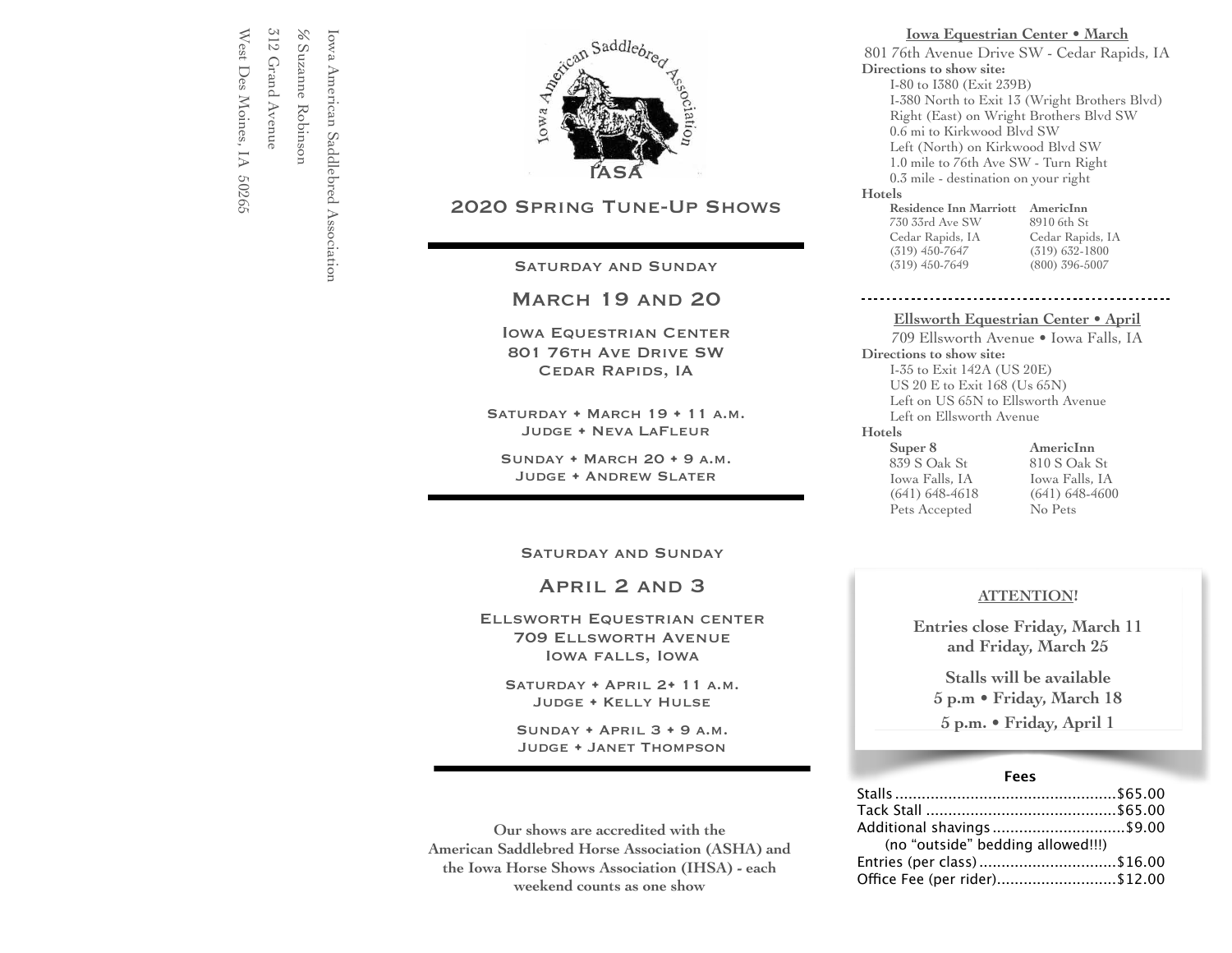Iowa American Saddlebred Association
% Suzanne Robinson
312 Grand Avenue
West Des Moines, IA 50265

Iowa American Saddlebred Association
IASA

## 2020 Spring Tune-Up Shows

Saturday and Sunday

### March 19 and 20

Iowa Equestrian Center
801 76th Ave Drive SW
Cedar Rapids, IA

Saturday • March 19 • 11 a.m.
Judge • Neva LaFleur

Sunday • March 20 • 9 a.m.
Judge • Andrew Slater

Saturday and Sunday

### April 2 and 3

Ellsworth Equestrian center
709 Ellsworth Avenue
Iowa falls, Iowa

Saturday • April 2• 11 a.m.
Judge • Kelly Hulse

Sunday • April 3 • 9 a.m.
Judge • Janet Thompson

**Our shows are accredited with the American Saddlebred Horse Association (ASHA) and the Iowa Horse Shows Association (IHSA) - each weekend counts as one show**

**Iowa Equestrian Center • March**

801 76th Avenue Drive SW - Cedar Rapids, IA

**Directions to show site:**

I-80 to I380 (Exit 239B)
I-380 North to Exit 13 (Wright Brothers Blvd)
Right (East) on Wright Brothers Blvd SW
0.6 mi to Kirkwood Blvd SW
Left (North) on Kirkwood Blvd SW
1.0 mile to 76th Ave SW - Turn Right
0.3 mile - destination on your right

**Hotels**

| | |
|---|---|
| **Residence Inn Marriott** | **AmericInn** |
| 730 33rd Ave SW | 8910 6th St |
| Cedar Rapids, IA | Cedar Rapids, IA |
| (319) 450-7647 | (319) 632-1800 |
| (319) 450-7649 | (800) 396-5007 |

**Ellsworth Equestrian Center • April**

709 Ellsworth Avenue • Iowa Falls, IA

**Directions to show site:**

I-35 to Exit 142A (US 20E)
US 20 E to Exit 168 (Us 65N)
Left on US 65N to Ellsworth Avenue
Left on Ellsworth Avenue

**Hotels**

| | |
|---|---|
| **Super 8** | **AmericInn** |
| 839 S Oak St | 810 S Oak St |
| Iowa Falls, IA | Iowa Falls, IA |
| (641) 648-4618 | (641) 648-4600 |
| Pets Accepted | No Pets |

**ATTENTION!**

**Entries close Friday, March 11 and Friday, March 25**

**Stalls will be available**
**5 p.m • Friday, March 18**
**5 p.m. • Friday, April 1**

**Fees**

| | |
|---|---|
| Stalls | $65.00 |
| Tack Stall | $65.00 |
| Additional shavings | $9.00 |
| (no "outside" bedding allowed!!!) | |
| Entries (per class) | $16.00 |
| Office Fee (per rider) | $12.00 |